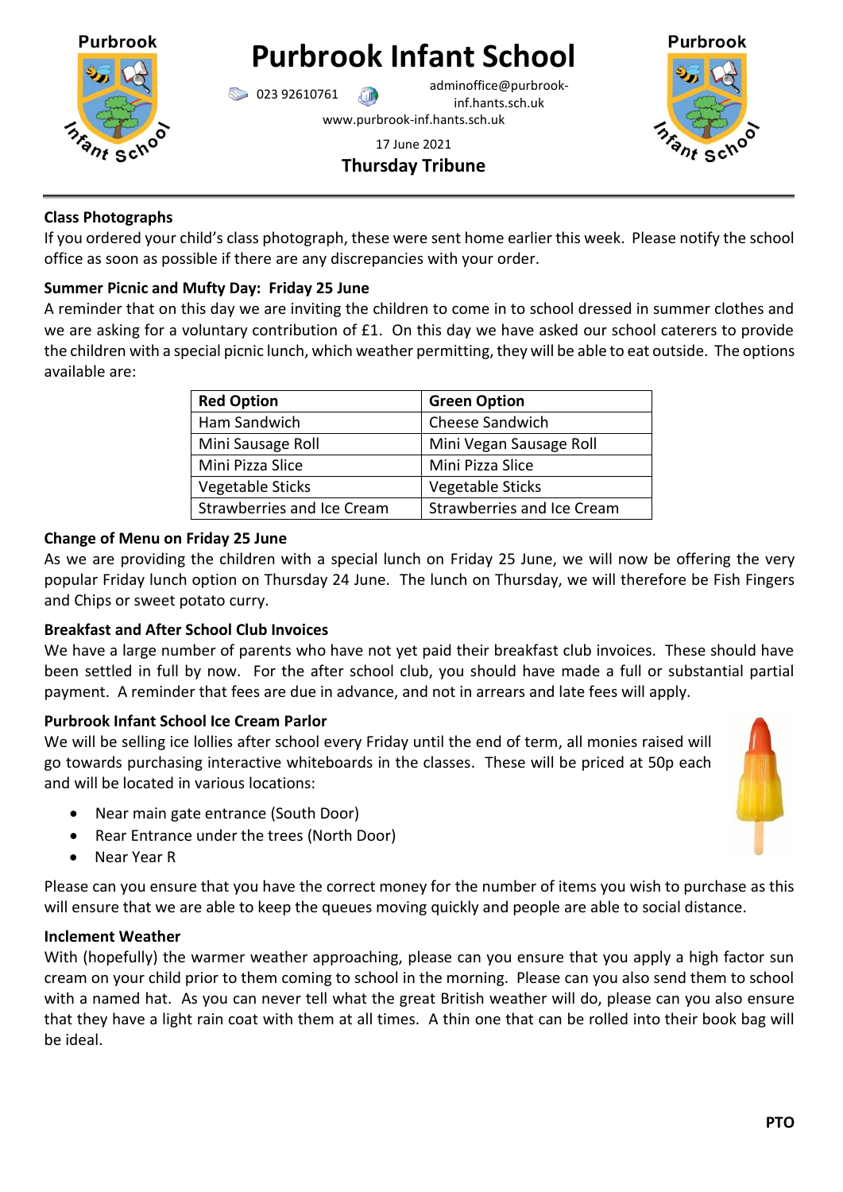# Purbrook Infant School

023 92610761 adminoffice@purbrook-inf.hants.sch.uk

www.purbrook-inf.hants.sch.uk

17 June 2021

**Thursday Tribune**

### Class Photographs

If you ordered your child's class photograph, these were sent home earlier this week. Please notify the school office as soon as possible if there are any discrepancies with your order.

### Summer Picnic and Mufty Day: Friday 25 June

A reminder that on this day we are inviting the children to come in to school dressed in summer clothes and we are asking for a voluntary contribution of £1. On this day we have asked our school caterers to provide the children with a special picnic lunch, which weather permitting, they will be able to eat outside. The options available are:

| Red Option | Green Option |
|---|---|
| Ham Sandwich | Cheese Sandwich |
| Mini Sausage Roll | Mini Vegan Sausage Roll |
| Mini Pizza Slice | Mini Pizza Slice |
| Vegetable Sticks | Vegetable Sticks |
| Strawberries and Ice Cream | Strawberries and Ice Cream |

### Change of Menu on Friday 25 June

As we are providing the children with a special lunch on Friday 25 June, we will now be offering the very popular Friday lunch option on Thursday 24 June. The lunch on Thursday, we will therefore be Fish Fingers and Chips or sweet potato curry.

### Breakfast and After School Club Invoices

We have a large number of parents who have not yet paid their breakfast club invoices. These should have been settled in full by now. For the after school club, you should have made a full or substantial partial payment. A reminder that fees are due in advance, and not in arrears and late fees will apply.

### Purbrook Infant School Ice Cream Parlor

We will be selling ice lollies after school every Friday until the end of term, all monies raised will go towards purchasing interactive whiteboards in the classes. These will be priced at 50p each and will be located in various locations:

- Near main gate entrance (South Door)
- Rear Entrance under the trees (North Door)
- Near Year R

Please can you ensure that you have the correct money for the number of items you wish to purchase as this will ensure that we are able to keep the queues moving quickly and people are able to social distance.

### Inclement Weather

With (hopefully) the warmer weather approaching, please can you ensure that you apply a high factor sun cream on your child prior to them coming to school in the morning. Please can you also send them to school with a named hat. As you can never tell what the great British weather will do, please can you also ensure that they have a light rain coat with them at all times. A thin one that can be rolled into their book bag will be ideal.

**PTO**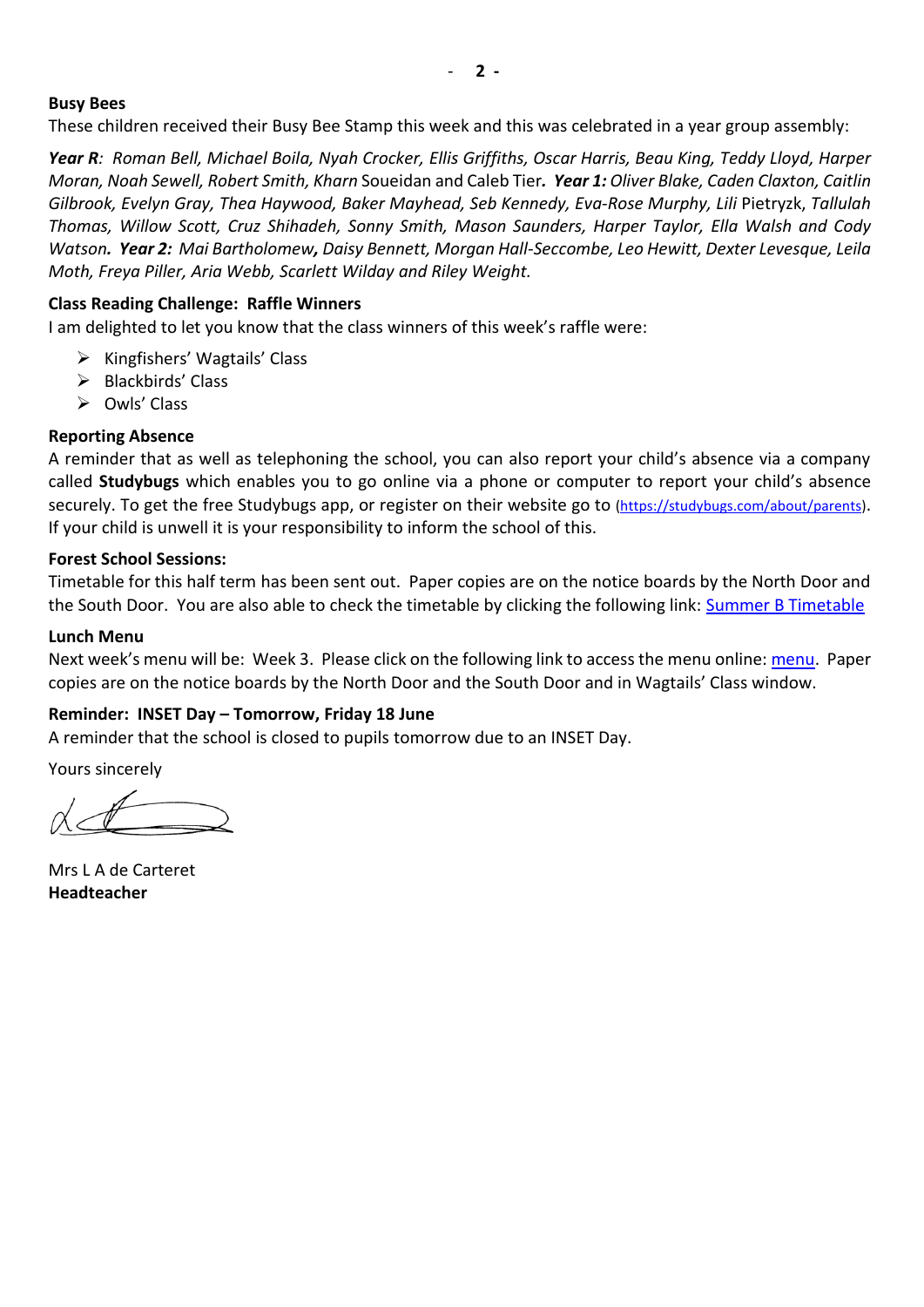**Busy Bees**

These children received their Busy Bee Stamp this week and this was celebrated in a year group assembly:

***Year R**: Roman Bell, Michael Boila, Nyah Crocker, Ellis Griffiths, Oscar Harris, Beau King, Teddy Lloyd, Harper Moran, Noah Sewell, Robert Smith, Kharn* Soueidan and Caleb Tier***.*** ***Year 1:** Oliver Blake, Caden Claxton, Caitlin Gilbrook, Evelyn Gray, Thea Haywood, Baker Mayhead, Seb Kennedy, Eva-Rose Murphy, Lili* Pietryzk, *Tallulah Thomas, Willow Scott, Cruz Shihadeh, Sonny Smith, Mason Saunders, Harper Taylor, Ella Walsh and Cody Watson****.*** ***Year 2:** Mai Bartholomew**,** Daisy Bennett, Morgan Hall-Seccombe, Leo Hewitt, Dexter Levesque, Leila Moth, Freya Piller, Aria Webb, Scarlett Wilday and Riley Weight.*

**Class Reading Challenge: Raffle Winners**

I am delighted to let you know that the class winners of this week's raffle were:

- Kingfishers' Wagtails' Class
- Blackbirds' Class
- Owls' Class

**Reporting Absence**

A reminder that as well as telephoning the school, you can also report your child's absence via a company called **Studybugs** which enables you to go online via a phone or computer to report your child's absence securely. To get the free Studybugs app, or register on their website go to (https://studybugs.com/about/parents). If your child is unwell it is your responsibility to inform the school of this.

**Forest School Sessions:**

Timetable for this half term has been sent out. Paper copies are on the notice boards by the North Door and the South Door. You are also able to check the timetable by clicking the following link: Summer B Timetable

**Lunch Menu**

Next week's menu will be: Week 3. Please click on the following link to access the menu online: menu. Paper copies are on the notice boards by the North Door and the South Door and in Wagtails' Class window.

**Reminder: INSET Day – Tomorrow, Friday 18 June**

A reminder that the school is closed to pupils tomorrow due to an INSET Day.

Yours sincerely

Mrs L A de Carteret
**Headteacher**